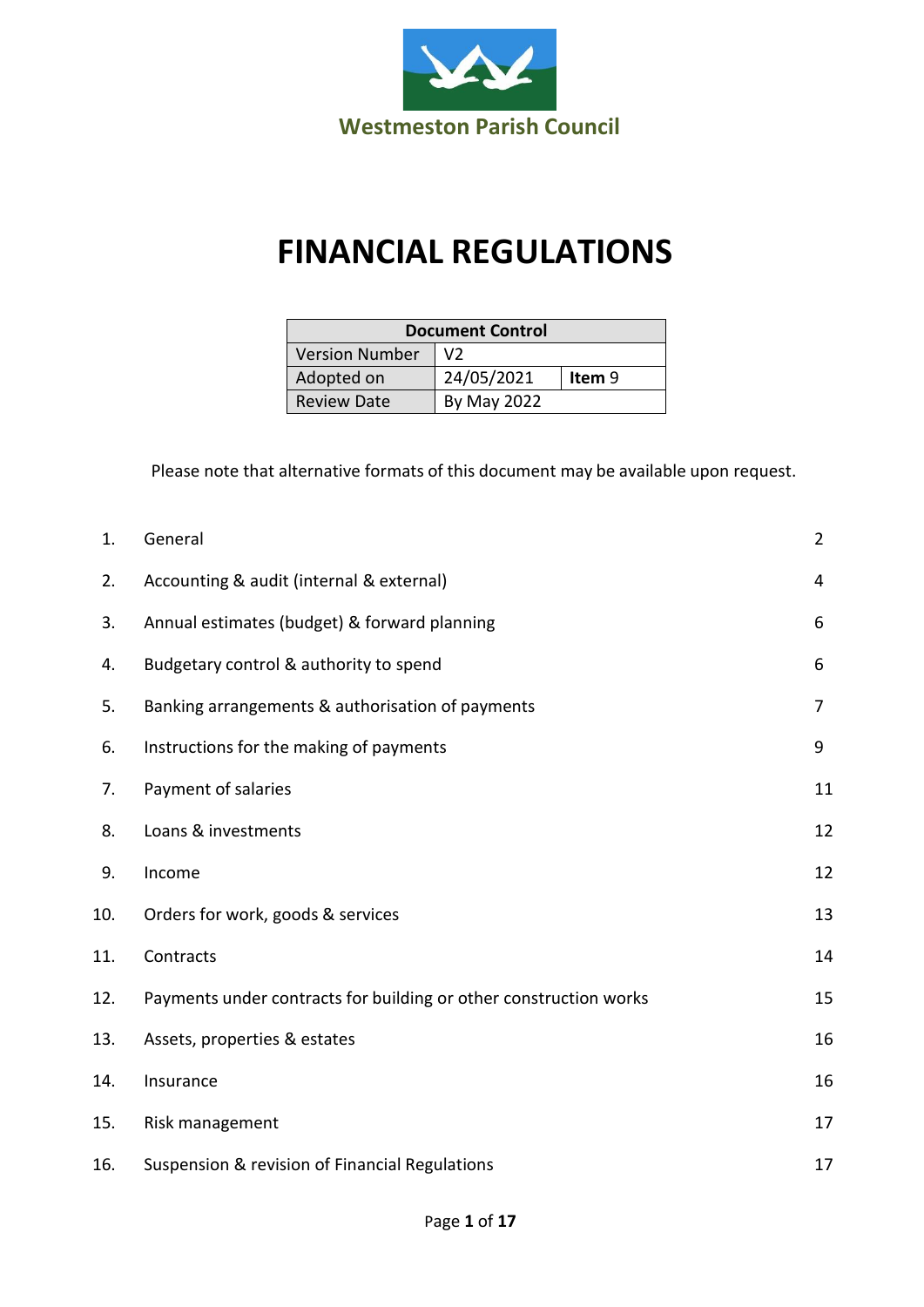Westmeston Parish Council

# FINANCIAL REGULATIONS

| Document Control | | |
|---|---|---|
| Version Number | V2 | |
| Adopted on | 24/05/2021 | **Item** 9 |
| Review Date | By May 2022 | |

Please note that alternative formats of this document may be available upon request.

| | | |
|---|---|---|
| 1. | General | 2 |
| 2. | Accounting & audit (internal & external) | 4 |
| 3. | Annual estimates (budget) & forward planning | 6 |
| 4. | Budgetary control & authority to spend | 6 |
| 5. | Banking arrangements & authorisation of payments | 7 |
| 6. | Instructions for the making of payments | 9 |
| 7. | Payment of salaries | 11 |
| 8. | Loans & investments | 12 |
| 9. | Income | 12 |
| 10. | Orders for work, goods & services | 13 |
| 11. | Contracts | 14 |
| 12. | Payments under contracts for building or other construction works | 15 |
| 13. | Assets, properties & estates | 16 |
| 14. | Insurance | 16 |
| 15. | Risk management | 17 |
| 16. | Suspension & revision of Financial Regulations | 17 |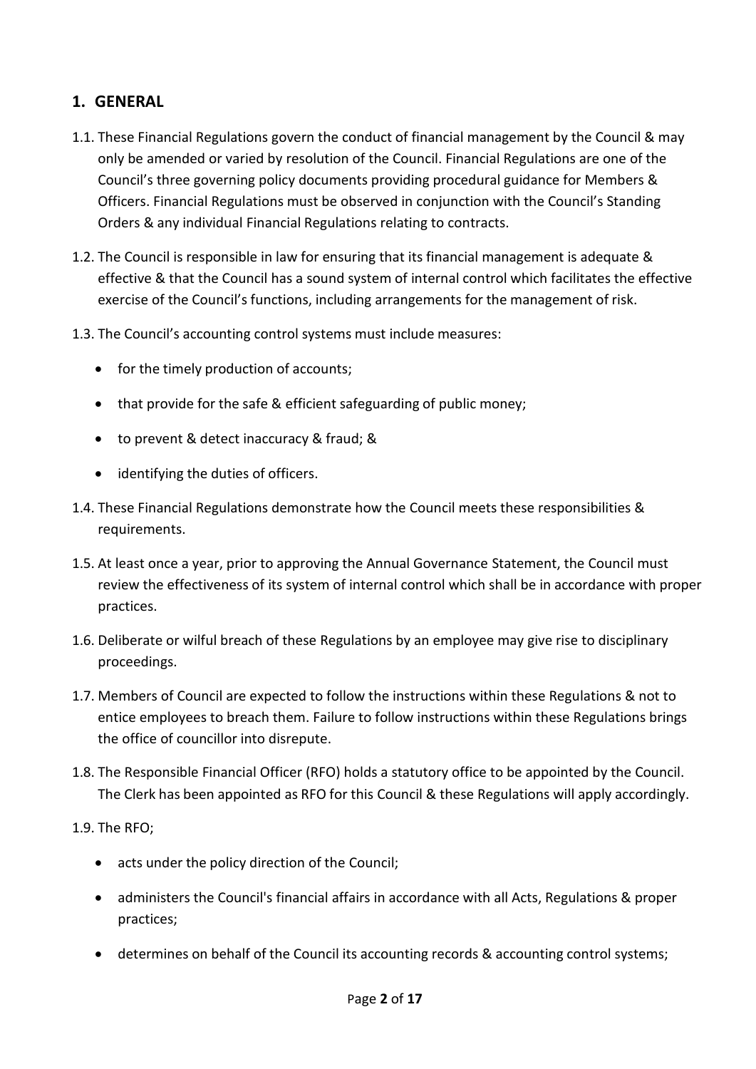## 1. GENERAL

1.1. These Financial Regulations govern the conduct of financial management by the Council & may only be amended or varied by resolution of the Council. Financial Regulations are one of the Council's three governing policy documents providing procedural guidance for Members & Officers. Financial Regulations must be observed in conjunction with the Council's Standing Orders & any individual Financial Regulations relating to contracts.

1.2. The Council is responsible in law for ensuring that its financial management is adequate & effective & that the Council has a sound system of internal control which facilitates the effective exercise of the Council's functions, including arrangements for the management of risk.

1.3. The Council's accounting control systems must include measures:

- for the timely production of accounts;
- that provide for the safe & efficient safeguarding of public money;
- to prevent & detect inaccuracy & fraud; &
- identifying the duties of officers.

1.4. These Financial Regulations demonstrate how the Council meets these responsibilities & requirements.

1.5. At least once a year, prior to approving the Annual Governance Statement, the Council must review the effectiveness of its system of internal control which shall be in accordance with proper practices.

1.6. Deliberate or wilful breach of these Regulations by an employee may give rise to disciplinary proceedings.

1.7. Members of Council are expected to follow the instructions within these Regulations & not to entice employees to breach them. Failure to follow instructions within these Regulations brings the office of councillor into disrepute.

1.8. The Responsible Financial Officer (RFO) holds a statutory office to be appointed by the Council. The Clerk has been appointed as RFO for this Council & these Regulations will apply accordingly.

1.9. The RFO;

- acts under the policy direction of the Council;
- administers the Council's financial affairs in accordance with all Acts, Regulations & proper practices;
- determines on behalf of the Council its accounting records & accounting control systems;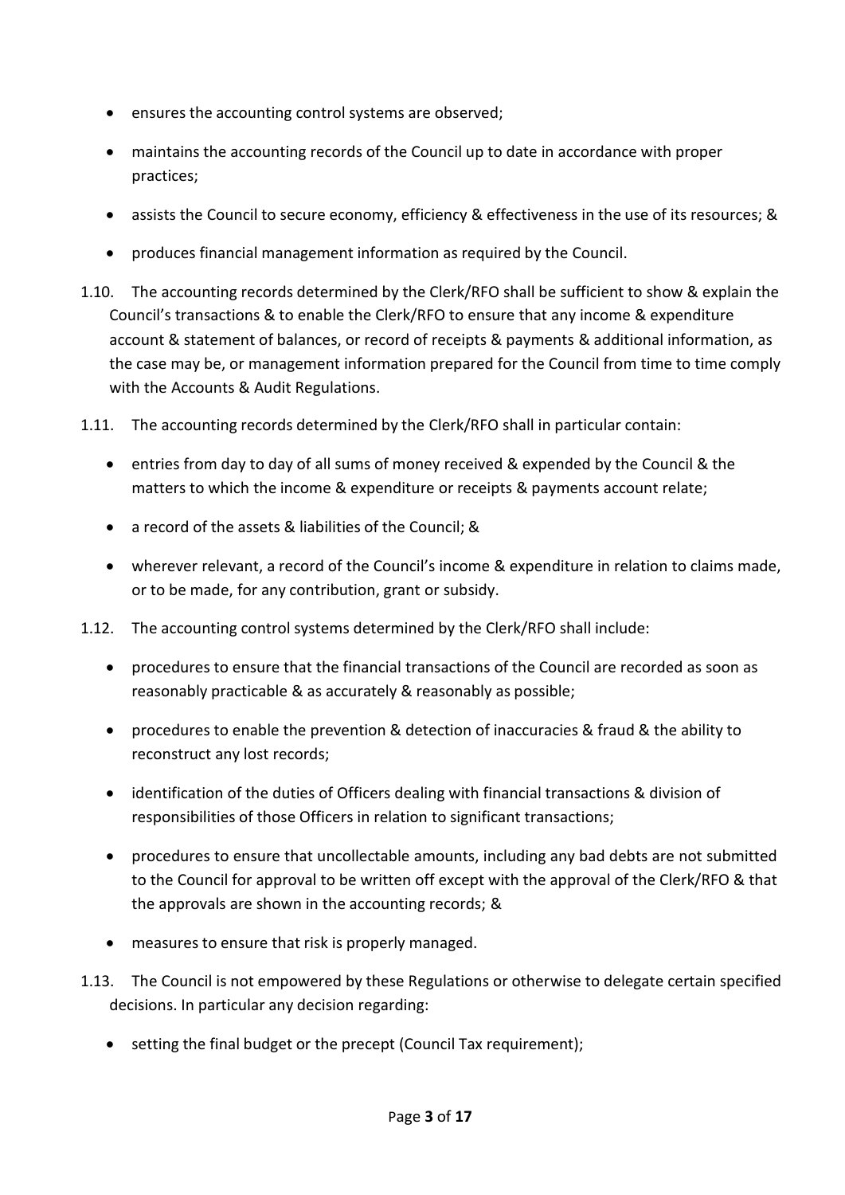- ensures the accounting control systems are observed;
- maintains the accounting records of the Council up to date in accordance with proper practices;
- assists the Council to secure economy, efficiency & effectiveness in the use of its resources; &
- produces financial management information as required by the Council.

1.10. The accounting records determined by the Clerk/RFO shall be sufficient to show & explain the Council's transactions & to enable the Clerk/RFO to ensure that any income & expenditure account & statement of balances, or record of receipts & payments & additional information, as the case may be, or management information prepared for the Council from time to time comply with the Accounts & Audit Regulations.

1.11. The accounting records determined by the Clerk/RFO shall in particular contain:

- entries from day to day of all sums of money received & expended by the Council & the matters to which the income & expenditure or receipts & payments account relate;
- a record of the assets & liabilities of the Council; &
- wherever relevant, a record of the Council's income & expenditure in relation to claims made, or to be made, for any contribution, grant or subsidy.

1.12. The accounting control systems determined by the Clerk/RFO shall include:

- procedures to ensure that the financial transactions of the Council are recorded as soon as reasonably practicable & as accurately & reasonably as possible;
- procedures to enable the prevention & detection of inaccuracies & fraud & the ability to reconstruct any lost records;
- identification of the duties of Officers dealing with financial transactions & division of responsibilities of those Officers in relation to significant transactions;
- procedures to ensure that uncollectable amounts, including any bad debts are not submitted to the Council for approval to be written off except with the approval of the Clerk/RFO & that the approvals are shown in the accounting records; &
- measures to ensure that risk is properly managed.

1.13. The Council is not empowered by these Regulations or otherwise to delegate certain specified decisions. In particular any decision regarding:

- setting the final budget or the precept (Council Tax requirement);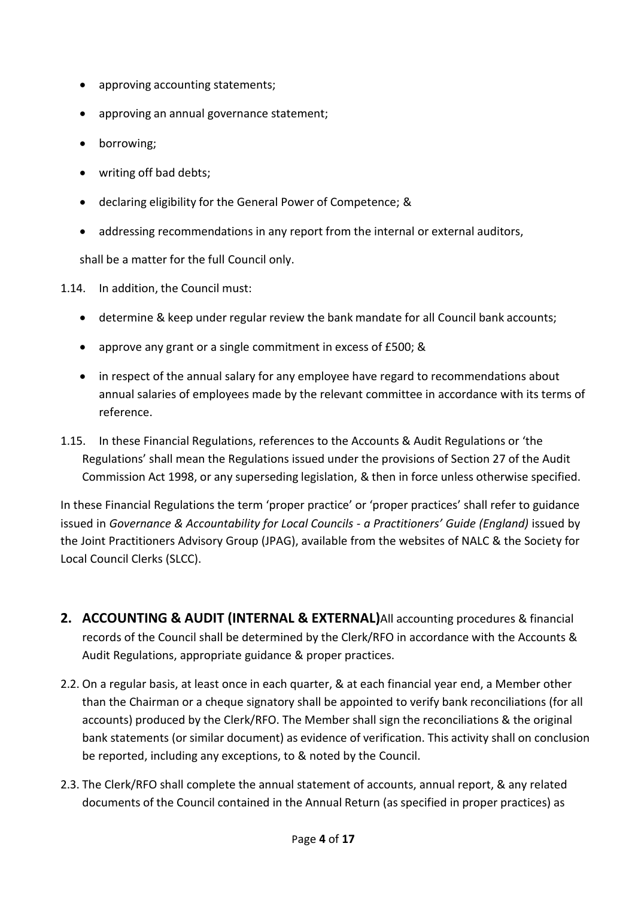- approving accounting statements;
- approving an annual governance statement;
- borrowing;
- writing off bad debts;
- declaring eligibility for the General Power of Competence; &
- addressing recommendations in any report from the internal or external auditors,

shall be a matter for the full Council only.

1.14. In addition, the Council must:

- determine & keep under regular review the bank mandate for all Council bank accounts;
- approve any grant or a single commitment in excess of £500; &
- in respect of the annual salary for any employee have regard to recommendations about annual salaries of employees made by the relevant committee in accordance with its terms of reference.

1.15. In these Financial Regulations, references to the Accounts & Audit Regulations or 'the Regulations' shall mean the Regulations issued under the provisions of Section 27 of the Audit Commission Act 1998, or any superseding legislation, & then in force unless otherwise specified.

In these Financial Regulations the term 'proper practice' or 'proper practices' shall refer to guidance issued in *Governance & Accountability for Local Councils - a Practitioners' Guide (England)* issued by the Joint Practitioners Advisory Group (JPAG), available from the websites of NALC & the Society for Local Council Clerks (SLCC).

## 2. ACCOUNTING & AUDIT (INTERNAL & EXTERNAL)

All accounting procedures & financial records of the Council shall be determined by the Clerk/RFO in accordance with the Accounts & Audit Regulations, appropriate guidance & proper practices.

2.2. On a regular basis, at least once in each quarter, & at each financial year end, a Member other than the Chairman or a cheque signatory shall be appointed to verify bank reconciliations (for all accounts) produced by the Clerk/RFO. The Member shall sign the reconciliations & the original bank statements (or similar document) as evidence of verification. This activity shall on conclusion be reported, including any exceptions, to & noted by the Council.

2.3. The Clerk/RFO shall complete the annual statement of accounts, annual report, & any related documents of the Council contained in the Annual Return (as specified in proper practices) as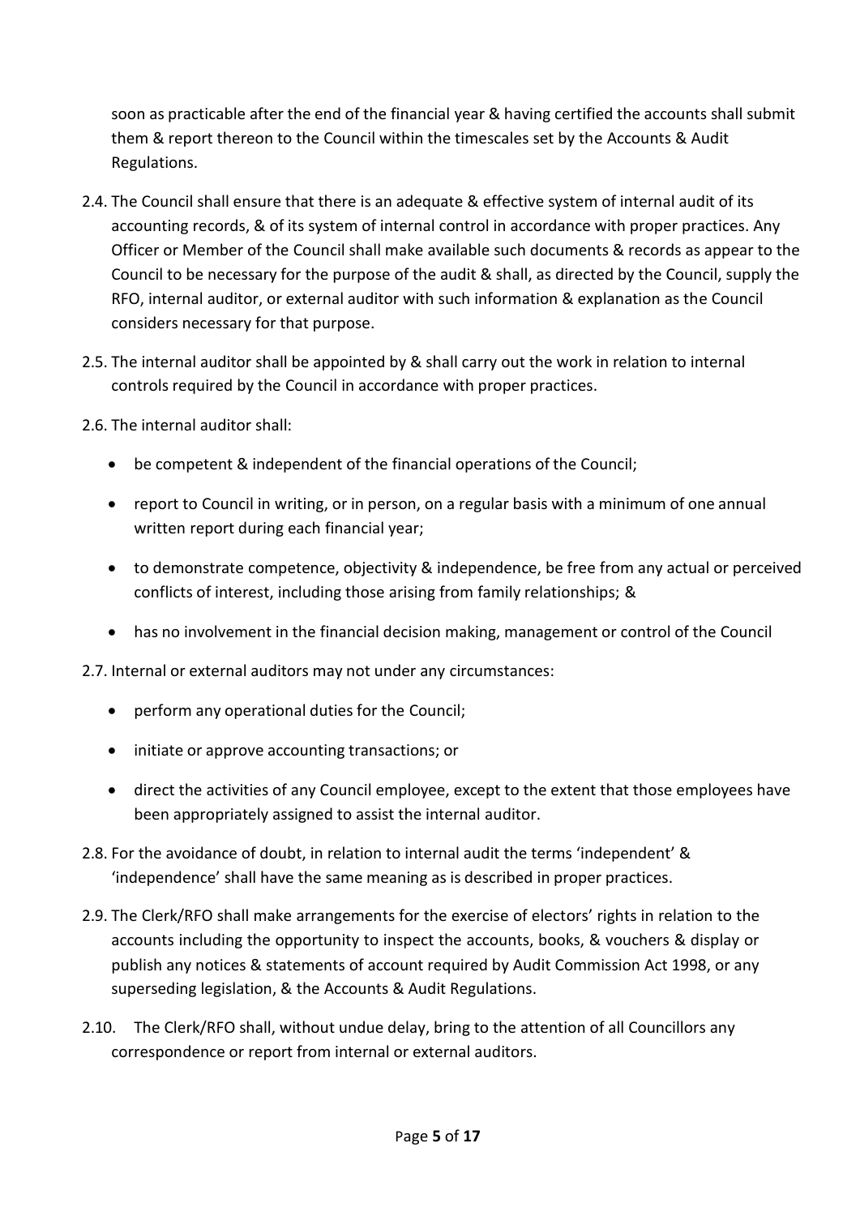soon as practicable after the end of the financial year & having certified the accounts shall submit them & report thereon to the Council within the timescales set by the Accounts & Audit Regulations.

2.4. The Council shall ensure that there is an adequate & effective system of internal audit of its accounting records, & of its system of internal control in accordance with proper practices. Any Officer or Member of the Council shall make available such documents & records as appear to the Council to be necessary for the purpose of the audit & shall, as directed by the Council, supply the RFO, internal auditor, or external auditor with such information & explanation as the Council considers necessary for that purpose.

2.5. The internal auditor shall be appointed by & shall carry out the work in relation to internal controls required by the Council in accordance with proper practices.

2.6. The internal auditor shall:

- be competent & independent of the financial operations of the Council;
- report to Council in writing, or in person, on a regular basis with a minimum of one annual written report during each financial year;
- to demonstrate competence, objectivity & independence, be free from any actual or perceived conflicts of interest, including those arising from family relationships; &
- has no involvement in the financial decision making, management or control of the Council

2.7. Internal or external auditors may not under any circumstances:

- perform any operational duties for the Council;
- initiate or approve accounting transactions; or
- direct the activities of any Council employee, except to the extent that those employees have been appropriately assigned to assist the internal auditor.

2.8. For the avoidance of doubt, in relation to internal audit the terms 'independent' & 'independence' shall have the same meaning as is described in proper practices.

2.9. The Clerk/RFO shall make arrangements for the exercise of electors' rights in relation to the accounts including the opportunity to inspect the accounts, books, & vouchers & display or publish any notices & statements of account required by Audit Commission Act 1998, or any superseding legislation, & the Accounts & Audit Regulations.

2.10. The Clerk/RFO shall, without undue delay, bring to the attention of all Councillors any correspondence or report from internal or external auditors.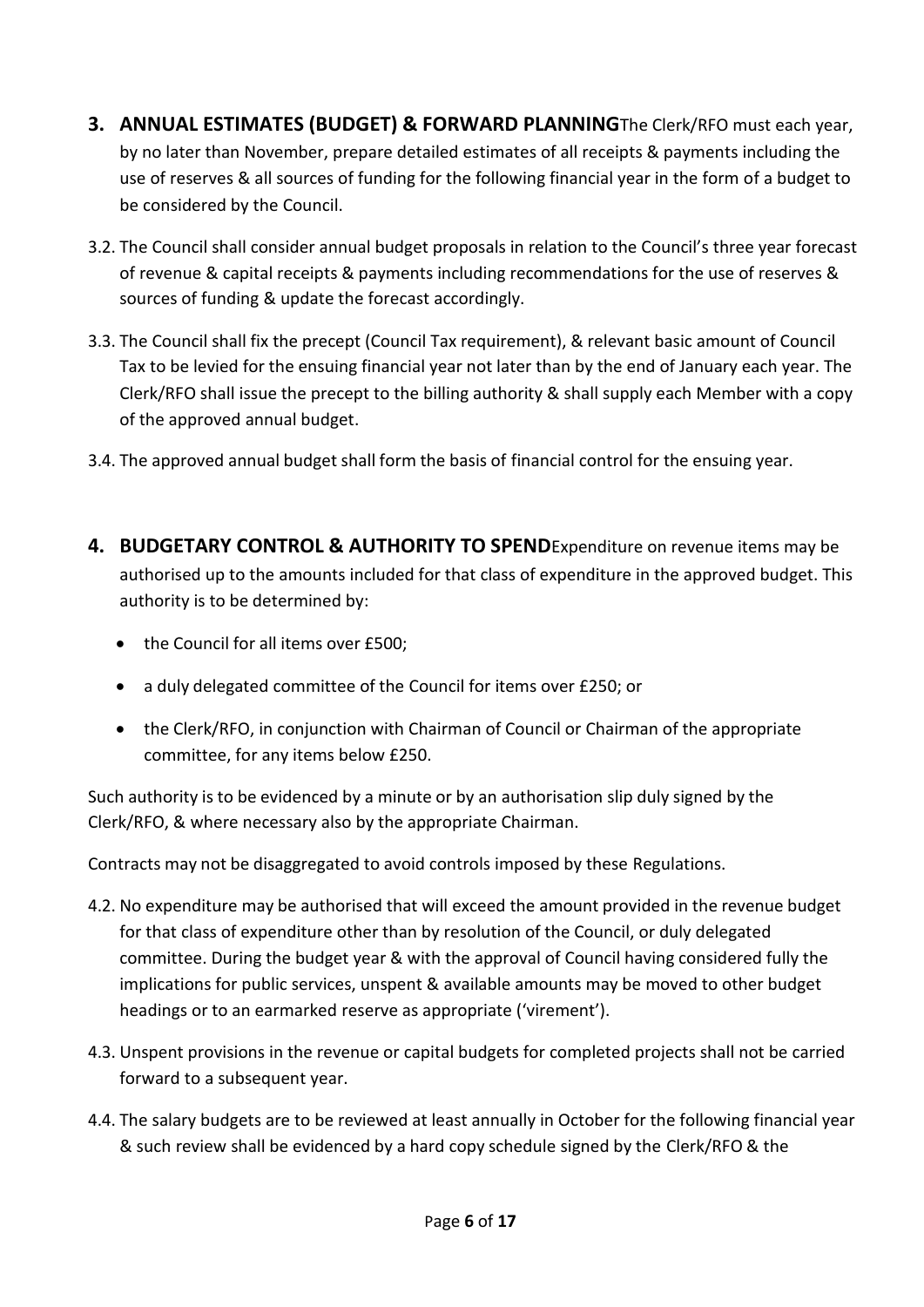## 3. ANNUAL ESTIMATES (BUDGET) & FORWARD PLANNING

The Clerk/RFO must each year, by no later than November, prepare detailed estimates of all receipts & payments including the use of reserves & all sources of funding for the following financial year in the form of a budget to be considered by the Council.

3.2. The Council shall consider annual budget proposals in relation to the Council's three year forecast of revenue & capital receipts & payments including recommendations for the use of reserves & sources of funding & update the forecast accordingly.

3.3. The Council shall fix the precept (Council Tax requirement), & relevant basic amount of Council Tax to be levied for the ensuing financial year not later than by the end of January each year. The Clerk/RFO shall issue the precept to the billing authority & shall supply each Member with a copy of the approved annual budget.

3.4. The approved annual budget shall form the basis of financial control for the ensuing year.

## 4. BUDGETARY CONTROL & AUTHORITY TO SPEND

Expenditure on revenue items may be authorised up to the amounts included for that class of expenditure in the approved budget. This authority is to be determined by:

- the Council for all items over £500;
- a duly delegated committee of the Council for items over £250; or
- the Clerk/RFO, in conjunction with Chairman of Council or Chairman of the appropriate committee, for any items below £250.

Such authority is to be evidenced by a minute or by an authorisation slip duly signed by the Clerk/RFO, & where necessary also by the appropriate Chairman.

Contracts may not be disaggregated to avoid controls imposed by these Regulations.

4.2. No expenditure may be authorised that will exceed the amount provided in the revenue budget for that class of expenditure other than by resolution of the Council, or duly delegated committee. During the budget year & with the approval of Council having considered fully the implications for public services, unspent & available amounts may be moved to other budget headings or to an earmarked reserve as appropriate ('virement').

4.3. Unspent provisions in the revenue or capital budgets for completed projects shall not be carried forward to a subsequent year.

4.4. The salary budgets are to be reviewed at least annually in October for the following financial year & such review shall be evidenced by a hard copy schedule signed by the Clerk/RFO & the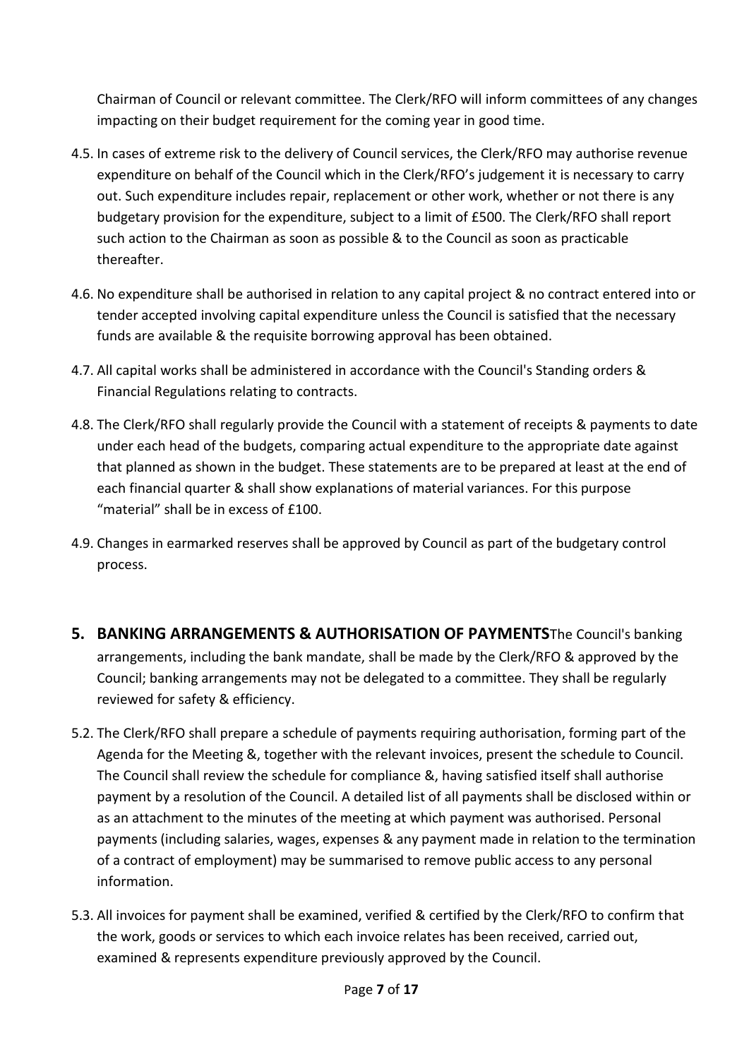Chairman of Council or relevant committee. The Clerk/RFO will inform committees of any changes impacting on their budget requirement for the coming year in good time.

4.5. In cases of extreme risk to the delivery of Council services, the Clerk/RFO may authorise revenue expenditure on behalf of the Council which in the Clerk/RFO's judgement it is necessary to carry out. Such expenditure includes repair, replacement or other work, whether or not there is any budgetary provision for the expenditure, subject to a limit of £500. The Clerk/RFO shall report such action to the Chairman as soon as possible & to the Council as soon as practicable thereafter.

4.6. No expenditure shall be authorised in relation to any capital project & no contract entered into or tender accepted involving capital expenditure unless the Council is satisfied that the necessary funds are available & the requisite borrowing approval has been obtained.

4.7. All capital works shall be administered in accordance with the Council's Standing orders & Financial Regulations relating to contracts.

4.8. The Clerk/RFO shall regularly provide the Council with a statement of receipts & payments to date under each head of the budgets, comparing actual expenditure to the appropriate date against that planned as shown in the budget. These statements are to be prepared at least at the end of each financial quarter & shall show explanations of material variances. For this purpose "material" shall be in excess of £100.

4.9. Changes in earmarked reserves shall be approved by Council as part of the budgetary control process.

## 5. BANKING ARRANGEMENTS & AUTHORISATION OF PAYMENTS

The Council's banking arrangements, including the bank mandate, shall be made by the Clerk/RFO & approved by the Council; banking arrangements may not be delegated to a committee. They shall be regularly reviewed for safety & efficiency.

5.2. The Clerk/RFO shall prepare a schedule of payments requiring authorisation, forming part of the Agenda for the Meeting &, together with the relevant invoices, present the schedule to Council. The Council shall review the schedule for compliance &, having satisfied itself shall authorise payment by a resolution of the Council. A detailed list of all payments shall be disclosed within or as an attachment to the minutes of the meeting at which payment was authorised. Personal payments (including salaries, wages, expenses & any payment made in relation to the termination of a contract of employment) may be summarised to remove public access to any personal information.

5.3. All invoices for payment shall be examined, verified & certified by the Clerk/RFO to confirm that the work, goods or services to which each invoice relates has been received, carried out, examined & represents expenditure previously approved by the Council.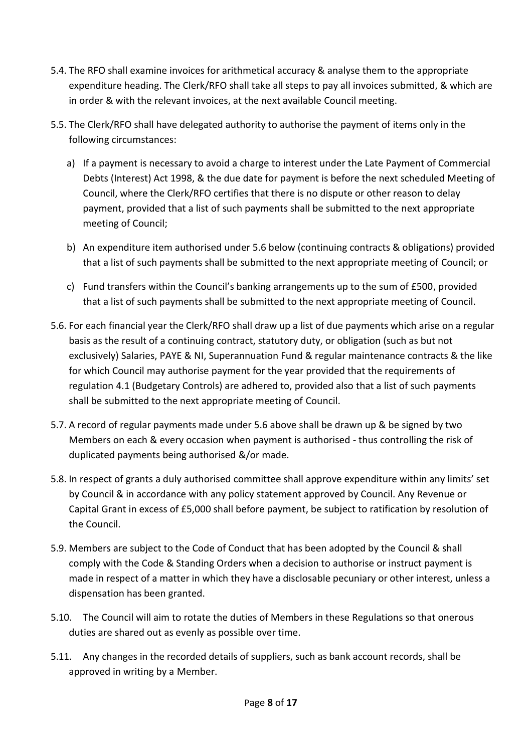5.4. The RFO shall examine invoices for arithmetical accuracy & analyse them to the appropriate expenditure heading. The Clerk/RFO shall take all steps to pay all invoices submitted, & which are in order & with the relevant invoices, at the next available Council meeting.

5.5. The Clerk/RFO shall have delegated authority to authorise the payment of items only in the following circumstances:

   a) If a payment is necessary to avoid a charge to interest under the Late Payment of Commercial Debts (Interest) Act 1998, & the due date for payment is before the next scheduled Meeting of Council, where the Clerk/RFO certifies that there is no dispute or other reason to delay payment, provided that a list of such payments shall be submitted to the next appropriate meeting of Council;

   b) An expenditure item authorised under 5.6 below (continuing contracts & obligations) provided that a list of such payments shall be submitted to the next appropriate meeting of Council; or

   c) Fund transfers within the Council's banking arrangements up to the sum of £500, provided that a list of such payments shall be submitted to the next appropriate meeting of Council.

5.6. For each financial year the Clerk/RFO shall draw up a list of due payments which arise on a regular basis as the result of a continuing contract, statutory duty, or obligation (such as but not exclusively) Salaries, PAYE & NI, Superannuation Fund & regular maintenance contracts & the like for which Council may authorise payment for the year provided that the requirements of regulation 4.1 (Budgetary Controls) are adhered to, provided also that a list of such payments shall be submitted to the next appropriate meeting of Council.

5.7. A record of regular payments made under 5.6 above shall be drawn up & be signed by two Members on each & every occasion when payment is authorised - thus controlling the risk of duplicated payments being authorised &/or made.

5.8. In respect of grants a duly authorised committee shall approve expenditure within any limits' set by Council & in accordance with any policy statement approved by Council. Any Revenue or Capital Grant in excess of £5,000 shall before payment, be subject to ratification by resolution of the Council.

5.9. Members are subject to the Code of Conduct that has been adopted by the Council & shall comply with the Code & Standing Orders when a decision to authorise or instruct payment is made in respect of a matter in which they have a disclosable pecuniary or other interest, unless a dispensation has been granted.

5.10. The Council will aim to rotate the duties of Members in these Regulations so that onerous duties are shared out as evenly as possible over time.

5.11. Any changes in the recorded details of suppliers, such as bank account records, shall be approved in writing by a Member.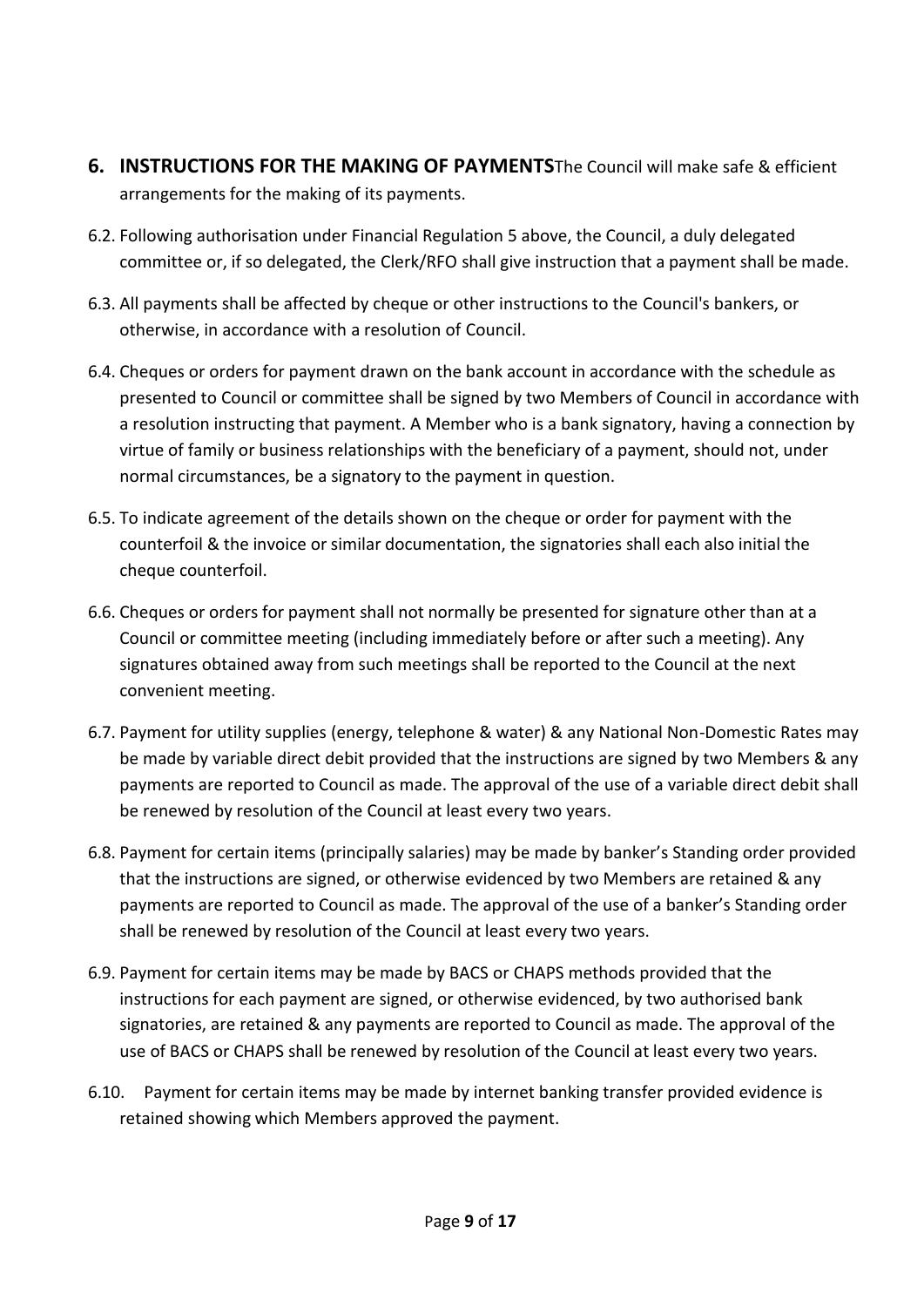## 6. INSTRUCTIONS FOR THE MAKING OF PAYMENTS

The Council will make safe & efficient arrangements for the making of its payments.

6.2. Following authorisation under Financial Regulation 5 above, the Council, a duly delegated committee or, if so delegated, the Clerk/RFO shall give instruction that a payment shall be made.

6.3. All payments shall be affected by cheque or other instructions to the Council's bankers, or otherwise, in accordance with a resolution of Council.

6.4. Cheques or orders for payment drawn on the bank account in accordance with the schedule as presented to Council or committee shall be signed by two Members of Council in accordance with a resolution instructing that payment. A Member who is a bank signatory, having a connection by virtue of family or business relationships with the beneficiary of a payment, should not, under normal circumstances, be a signatory to the payment in question.

6.5. To indicate agreement of the details shown on the cheque or order for payment with the counterfoil & the invoice or similar documentation, the signatories shall each also initial the cheque counterfoil.

6.6. Cheques or orders for payment shall not normally be presented for signature other than at a Council or committee meeting (including immediately before or after such a meeting). Any signatures obtained away from such meetings shall be reported to the Council at the next convenient meeting.

6.7. Payment for utility supplies (energy, telephone & water) & any National Non-Domestic Rates may be made by variable direct debit provided that the instructions are signed by two Members & any payments are reported to Council as made. The approval of the use of a variable direct debit shall be renewed by resolution of the Council at least every two years.

6.8. Payment for certain items (principally salaries) may be made by banker's Standing order provided that the instructions are signed, or otherwise evidenced by two Members are retained & any payments are reported to Council as made. The approval of the use of a banker's Standing order shall be renewed by resolution of the Council at least every two years.

6.9. Payment for certain items may be made by BACS or CHAPS methods provided that the instructions for each payment are signed, or otherwise evidenced, by two authorised bank signatories, are retained & any payments are reported to Council as made. The approval of the use of BACS or CHAPS shall be renewed by resolution of the Council at least every two years.

6.10. Payment for certain items may be made by internet banking transfer provided evidence is retained showing which Members approved the payment.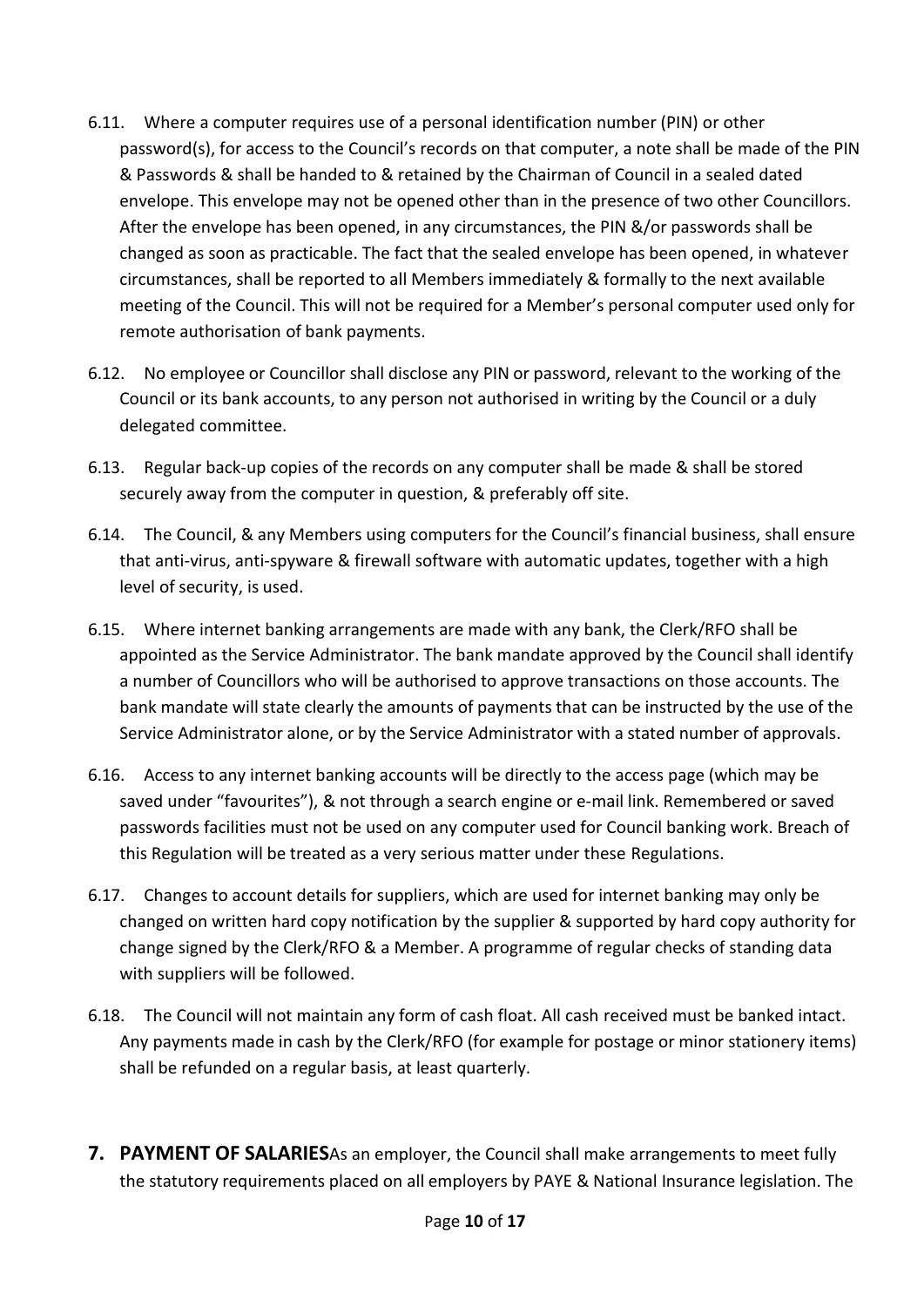6.11. Where a computer requires use of a personal identification number (PIN) or other password(s), for access to the Council's records on that computer, a note shall be made of the PIN & Passwords & shall be handed to & retained by the Chairman of Council in a sealed dated envelope. This envelope may not be opened other than in the presence of two other Councillors. After the envelope has been opened, in any circumstances, the PIN &/or passwords shall be changed as soon as practicable. The fact that the sealed envelope has been opened, in whatever circumstances, shall be reported to all Members immediately & formally to the next available meeting of the Council. This will not be required for a Member's personal computer used only for remote authorisation of bank payments.

6.12. No employee or Councillor shall disclose any PIN or password, relevant to the working of the Council or its bank accounts, to any person not authorised in writing by the Council or a duly delegated committee.

6.13. Regular back-up copies of the records on any computer shall be made & shall be stored securely away from the computer in question, & preferably off site.

6.14. The Council, & any Members using computers for the Council's financial business, shall ensure that anti-virus, anti-spyware & firewall software with automatic updates, together with a high level of security, is used.

6.15. Where internet banking arrangements are made with any bank, the Clerk/RFO shall be appointed as the Service Administrator. The bank mandate approved by the Council shall identify a number of Councillors who will be authorised to approve transactions on those accounts. The bank mandate will state clearly the amounts of payments that can be instructed by the use of the Service Administrator alone, or by the Service Administrator with a stated number of approvals.

6.16. Access to any internet banking accounts will be directly to the access page (which may be saved under "favourites"), & not through a search engine or e-mail link. Remembered or saved passwords facilities must not be used on any computer used for Council banking work. Breach of this Regulation will be treated as a very serious matter under these Regulations.

6.17. Changes to account details for suppliers, which are used for internet banking may only be changed on written hard copy notification by the supplier & supported by hard copy authority for change signed by the Clerk/RFO & a Member. A programme of regular checks of standing data with suppliers will be followed.

6.18. The Council will not maintain any form of cash float. All cash received must be banked intact. Any payments made in cash by the Clerk/RFO (for example for postage or minor stationery items) shall be refunded on a regular basis, at least quarterly.

## 7. PAYMENT OF SALARIES

As an employer, the Council shall make arrangements to meet fully the statutory requirements placed on all employers by PAYE & National Insurance legislation. The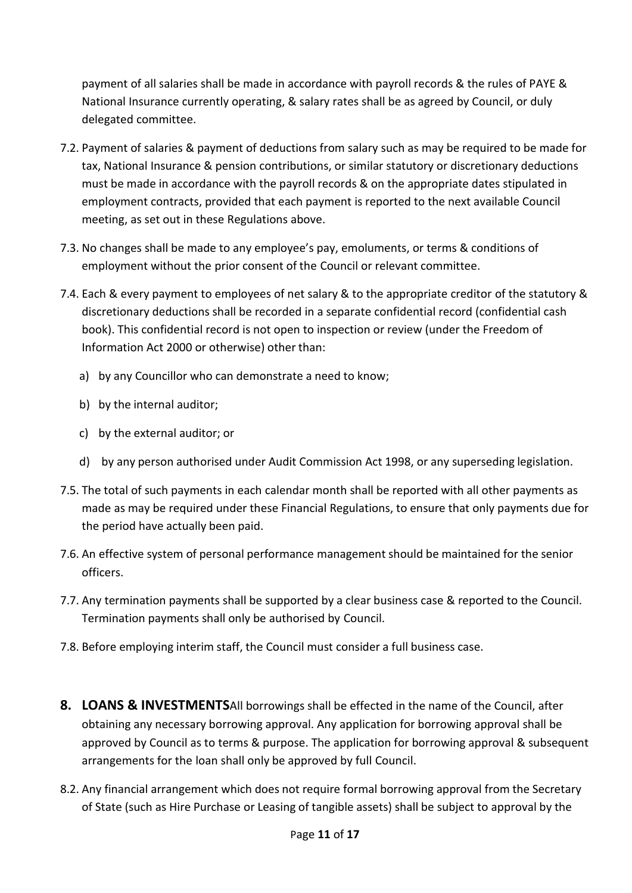payment of all salaries shall be made in accordance with payroll records & the rules of PAYE & National Insurance currently operating, & salary rates shall be as agreed by Council, or duly delegated committee.

7.2. Payment of salaries & payment of deductions from salary such as may be required to be made for tax, National Insurance & pension contributions, or similar statutory or discretionary deductions must be made in accordance with the payroll records & on the appropriate dates stipulated in employment contracts, provided that each payment is reported to the next available Council meeting, as set out in these Regulations above.

7.3. No changes shall be made to any employee's pay, emoluments, or terms & conditions of employment without the prior consent of the Council or relevant committee.

7.4. Each & every payment to employees of net salary & to the appropriate creditor of the statutory & discretionary deductions shall be recorded in a separate confidential record (confidential cash book). This confidential record is not open to inspection or review (under the Freedom of Information Act 2000 or otherwise) other than:

a) by any Councillor who can demonstrate a need to know;

b) by the internal auditor;

c) by the external auditor; or

d) by any person authorised under Audit Commission Act 1998, or any superseding legislation.

7.5. The total of such payments in each calendar month shall be reported with all other payments as made as may be required under these Financial Regulations, to ensure that only payments due for the period have actually been paid.

7.6. An effective system of personal performance management should be maintained for the senior officers.

7.7. Any termination payments shall be supported by a clear business case & reported to the Council. Termination payments shall only be authorised by Council.

7.8. Before employing interim staff, the Council must consider a full business case.

## 8. LOANS & INVESTMENTS

All borrowings shall be effected in the name of the Council, after obtaining any necessary borrowing approval. Any application for borrowing approval shall be approved by Council as to terms & purpose. The application for borrowing approval & subsequent arrangements for the loan shall only be approved by full Council.

8.2. Any financial arrangement which does not require formal borrowing approval from the Secretary of State (such as Hire Purchase or Leasing of tangible assets) shall be subject to approval by the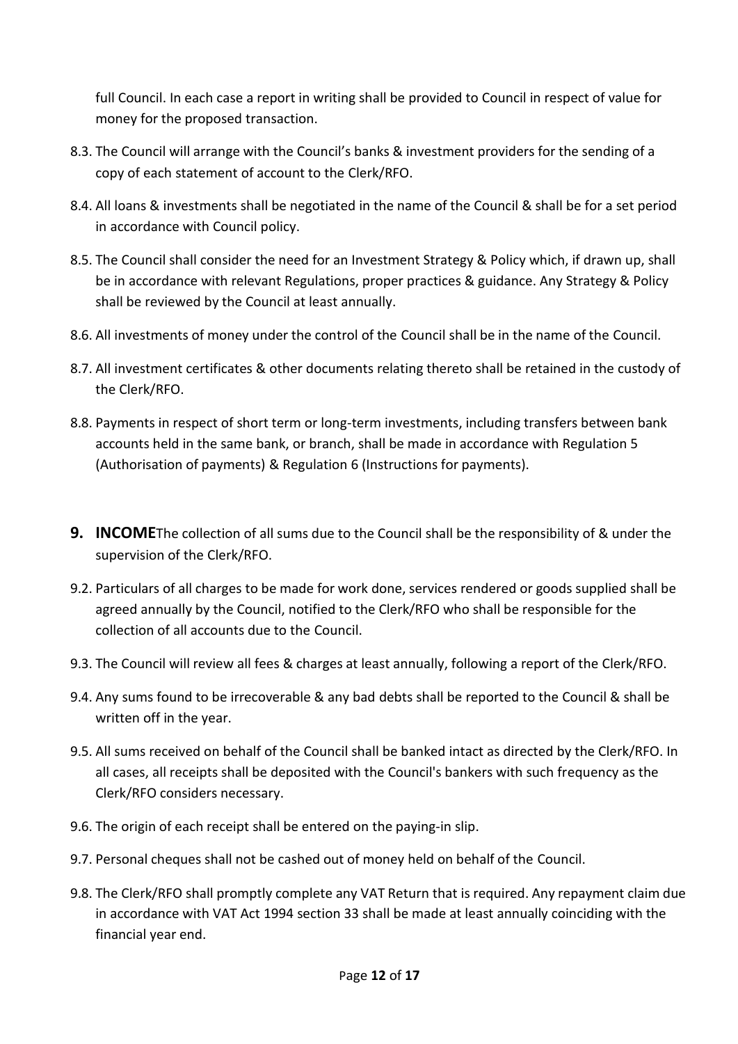full Council. In each case a report in writing shall be provided to Council in respect of value for money for the proposed transaction.

8.3. The Council will arrange with the Council's banks & investment providers for the sending of a copy of each statement of account to the Clerk/RFO.

8.4. All loans & investments shall be negotiated in the name of the Council & shall be for a set period in accordance with Council policy.

8.5. The Council shall consider the need for an Investment Strategy & Policy which, if drawn up, shall be in accordance with relevant Regulations, proper practices & guidance. Any Strategy & Policy shall be reviewed by the Council at least annually.

8.6. All investments of money under the control of the Council shall be in the name of the Council.

8.7. All investment certificates & other documents relating thereto shall be retained in the custody of the Clerk/RFO.

8.8. Payments in respect of short term or long-term investments, including transfers between bank accounts held in the same bank, or branch, shall be made in accordance with Regulation 5 (Authorisation of payments) & Regulation 6 (Instructions for payments).

## 9. INCOME

The collection of all sums due to the Council shall be the responsibility of & under the supervision of the Clerk/RFO.

9.2. Particulars of all charges to be made for work done, services rendered or goods supplied shall be agreed annually by the Council, notified to the Clerk/RFO who shall be responsible for the collection of all accounts due to the Council.

9.3. The Council will review all fees & charges at least annually, following a report of the Clerk/RFO.

9.4. Any sums found to be irrecoverable & any bad debts shall be reported to the Council & shall be written off in the year.

9.5. All sums received on behalf of the Council shall be banked intact as directed by the Clerk/RFO. In all cases, all receipts shall be deposited with the Council's bankers with such frequency as the Clerk/RFO considers necessary.

9.6. The origin of each receipt shall be entered on the paying-in slip.

9.7. Personal cheques shall not be cashed out of money held on behalf of the Council.

9.8. The Clerk/RFO shall promptly complete any VAT Return that is required. Any repayment claim due in accordance with VAT Act 1994 section 33 shall be made at least annually coinciding with the financial year end.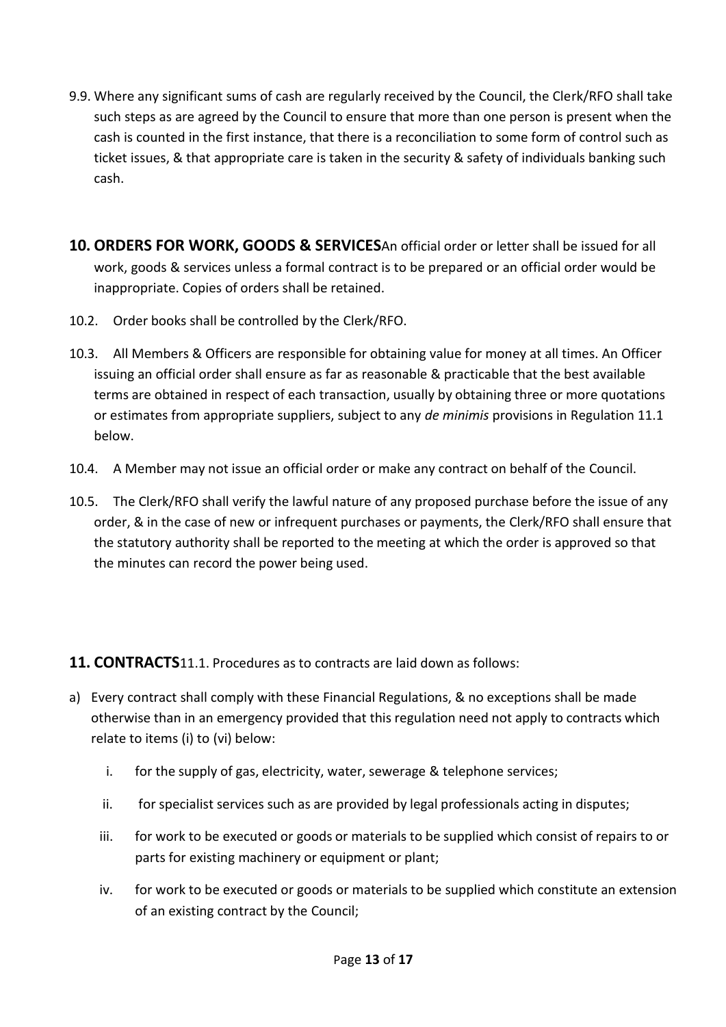9.9. Where any significant sums of cash are regularly received by the Council, the Clerk/RFO shall take such steps as are agreed by the Council to ensure that more than one person is present when the cash is counted in the first instance, that there is a reconciliation to some form of control such as ticket issues, & that appropriate care is taken in the security & safety of individuals banking such cash.

## 10. ORDERS FOR WORK, GOODS & SERVICES

An official order or letter shall be issued for all work, goods & services unless a formal contract is to be prepared or an official order would be inappropriate. Copies of orders shall be retained.

10.2. Order books shall be controlled by the Clerk/RFO.

10.3. All Members & Officers are responsible for obtaining value for money at all times. An Officer issuing an official order shall ensure as far as reasonable & practicable that the best available terms are obtained in respect of each transaction, usually by obtaining three or more quotations or estimates from appropriate suppliers, subject to any *de minimis* provisions in Regulation 11.1 below.

10.4. A Member may not issue an official order or make any contract on behalf of the Council.

10.5. The Clerk/RFO shall verify the lawful nature of any proposed purchase before the issue of any order, & in the case of new or infrequent purchases or payments, the Clerk/RFO shall ensure that the statutory authority shall be reported to the meeting at which the order is approved so that the minutes can record the power being used.

## 11. CONTRACTS

11.1. Procedures as to contracts are laid down as follows:

a) Every contract shall comply with these Financial Regulations, & no exceptions shall be made otherwise than in an emergency provided that this regulation need not apply to contracts which relate to items (i) to (vi) below:

   i. for the supply of gas, electricity, water, sewerage & telephone services;

   ii. for specialist services such as are provided by legal professionals acting in disputes;

   iii. for work to be executed or goods or materials to be supplied which consist of repairs to or parts for existing machinery or equipment or plant;

   iv. for work to be executed or goods or materials to be supplied which constitute an extension of an existing contract by the Council;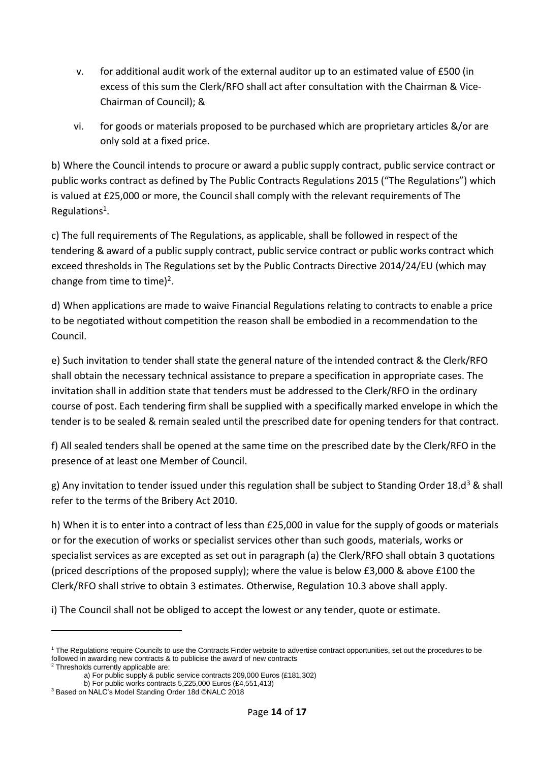v. for additional audit work of the external auditor up to an estimated value of £500 (in excess of this sum the Clerk/RFO shall act after consultation with the Chairman & Vice-Chairman of Council); &

vi. for goods or materials proposed to be purchased which are proprietary articles &/or are only sold at a fixed price.

b) Where the Council intends to procure or award a public supply contract, public service contract or public works contract as defined by The Public Contracts Regulations 2015 ("The Regulations") which is valued at £25,000 or more, the Council shall comply with the relevant requirements of The Regulations[1].

c) The full requirements of The Regulations, as applicable, shall be followed in respect of the tendering & award of a public supply contract, public service contract or public works contract which exceed thresholds in The Regulations set by the Public Contracts Directive 2014/24/EU (which may change from time to time)[2].

d) When applications are made to waive Financial Regulations relating to contracts to enable a price to be negotiated without competition the reason shall be embodied in a recommendation to the Council.

e) Such invitation to tender shall state the general nature of the intended contract & the Clerk/RFO shall obtain the necessary technical assistance to prepare a specification in appropriate cases. The invitation shall in addition state that tenders must be addressed to the Clerk/RFO in the ordinary course of post. Each tendering firm shall be supplied with a specifically marked envelope in which the tender is to be sealed & remain sealed until the prescribed date for opening tenders for that contract.

f) All sealed tenders shall be opened at the same time on the prescribed date by the Clerk/RFO in the presence of at least one Member of Council.

g) Any invitation to tender issued under this regulation shall be subject to Standing Order 18.d[3] & shall refer to the terms of the Bribery Act 2010.

h) When it is to enter into a contract of less than £25,000 in value for the supply of goods or materials or for the execution of works or specialist services other than such goods, materials, works or specialist services as are excepted as set out in paragraph (a) the Clerk/RFO shall obtain 3 quotations (priced descriptions of the proposed supply); where the value is below £3,000 & above £100 the Clerk/RFO shall strive to obtain 3 estimates. Otherwise, Regulation 10.3 above shall apply.

i) The Council shall not be obliged to accept the lowest or any tender, quote or estimate.

---

[1] The Regulations require Councils to use the Contracts Finder website to advertise contract opportunities, set out the procedures to be followed in awarding new contracts & to publicise the award of new contracts

[2] Thresholds currently applicable are:

a) For public supply & public service contracts 209,000 Euros (£181,302)

b) For public works contracts 5,225,000 Euros (£4,551,413)

[3] Based on NALC's Model Standing Order 18d ©NALC 2018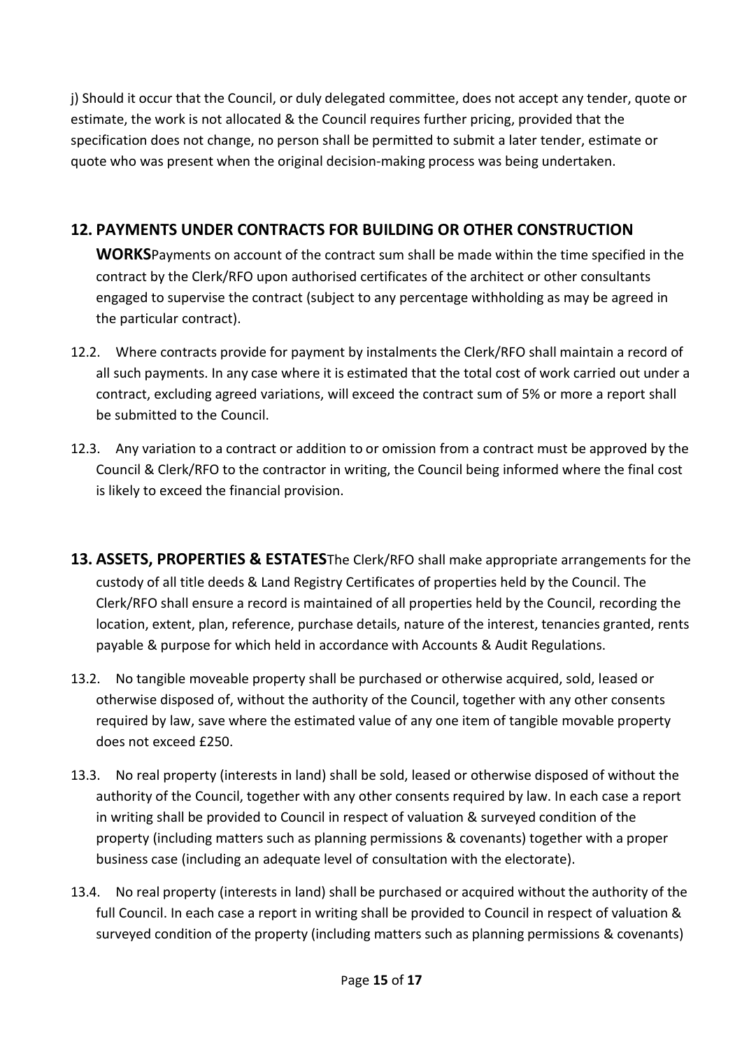j) Should it occur that the Council, or duly delegated committee, does not accept any tender, quote or estimate, the work is not allocated & the Council requires further pricing, provided that the specification does not change, no person shall be permitted to submit a later tender, estimate or quote who was present when the original decision-making process was being undertaken.

## 12. PAYMENTS UNDER CONTRACTS FOR BUILDING OR OTHER CONSTRUCTION WORKS

Payments on account of the contract sum shall be made within the time specified in the contract by the Clerk/RFO upon authorised certificates of the architect or other consultants engaged to supervise the contract (subject to any percentage withholding as may be agreed in the particular contract).

12.2. Where contracts provide for payment by instalments the Clerk/RFO shall maintain a record of all such payments. In any case where it is estimated that the total cost of work carried out under a contract, excluding agreed variations, will exceed the contract sum of 5% or more a report shall be submitted to the Council.

12.3. Any variation to a contract or addition to or omission from a contract must be approved by the Council & Clerk/RFO to the contractor in writing, the Council being informed where the final cost is likely to exceed the financial provision.

## 13. ASSETS, PROPERTIES & ESTATES

The Clerk/RFO shall make appropriate arrangements for the custody of all title deeds & Land Registry Certificates of properties held by the Council. The Clerk/RFO shall ensure a record is maintained of all properties held by the Council, recording the location, extent, plan, reference, purchase details, nature of the interest, tenancies granted, rents payable & purpose for which held in accordance with Accounts & Audit Regulations.

13.2. No tangible moveable property shall be purchased or otherwise acquired, sold, leased or otherwise disposed of, without the authority of the Council, together with any other consents required by law, save where the estimated value of any one item of tangible movable property does not exceed £250.

13.3. No real property (interests in land) shall be sold, leased or otherwise disposed of without the authority of the Council, together with any other consents required by law. In each case a report in writing shall be provided to Council in respect of valuation & surveyed condition of the property (including matters such as planning permissions & covenants) together with a proper business case (including an adequate level of consultation with the electorate).

13.4. No real property (interests in land) shall be purchased or acquired without the authority of the full Council. In each case a report in writing shall be provided to Council in respect of valuation & surveyed condition of the property (including matters such as planning permissions & covenants)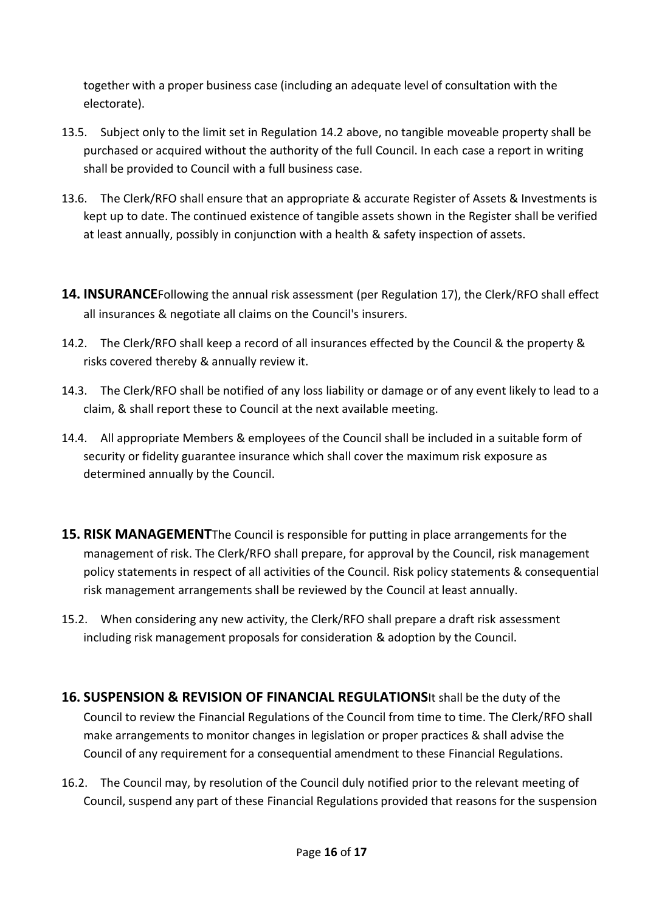together with a proper business case (including an adequate level of consultation with the electorate).

13.5. Subject only to the limit set in Regulation 14.2 above, no tangible moveable property shall be purchased or acquired without the authority of the full Council. In each case a report in writing shall be provided to Council with a full business case.

13.6. The Clerk/RFO shall ensure that an appropriate & accurate Register of Assets & Investments is kept up to date. The continued existence of tangible assets shown in the Register shall be verified at least annually, possibly in conjunction with a health & safety inspection of assets.

## 14. INSURANCE

Following the annual risk assessment (per Regulation 17), the Clerk/RFO shall effect all insurances & negotiate all claims on the Council's insurers.

14.2. The Clerk/RFO shall keep a record of all insurances effected by the Council & the property & risks covered thereby & annually review it.

14.3. The Clerk/RFO shall be notified of any loss liability or damage or of any event likely to lead to a claim, & shall report these to Council at the next available meeting.

14.4. All appropriate Members & employees of the Council shall be included in a suitable form of security or fidelity guarantee insurance which shall cover the maximum risk exposure as determined annually by the Council.

## 15. RISK MANAGEMENT

The Council is responsible for putting in place arrangements for the management of risk. The Clerk/RFO shall prepare, for approval by the Council, risk management policy statements in respect of all activities of the Council. Risk policy statements & consequential risk management arrangements shall be reviewed by the Council at least annually.

15.2. When considering any new activity, the Clerk/RFO shall prepare a draft risk assessment including risk management proposals for consideration & adoption by the Council.

## 16. SUSPENSION & REVISION OF FINANCIAL REGULATIONS

It shall be the duty of the Council to review the Financial Regulations of the Council from time to time. The Clerk/RFO shall make arrangements to monitor changes in legislation or proper practices & shall advise the Council of any requirement for a consequential amendment to these Financial Regulations.

16.2. The Council may, by resolution of the Council duly notified prior to the relevant meeting of Council, suspend any part of these Financial Regulations provided that reasons for the suspension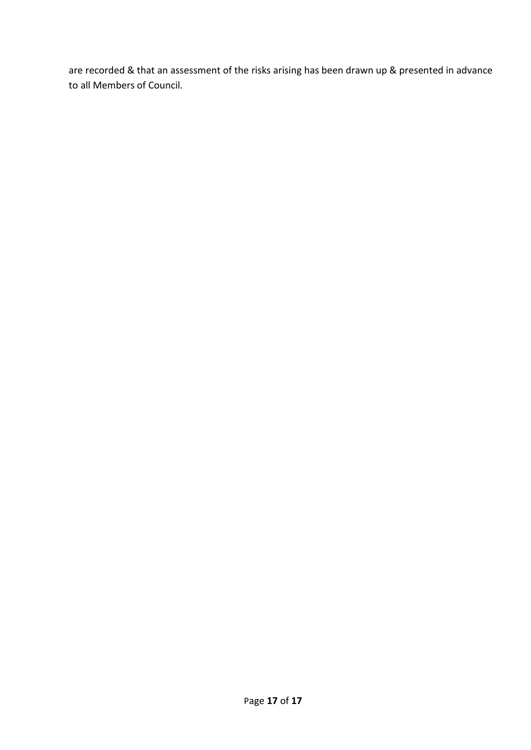are recorded & that an assessment of the risks arising has been drawn up & presented in advance to all Members of Council.